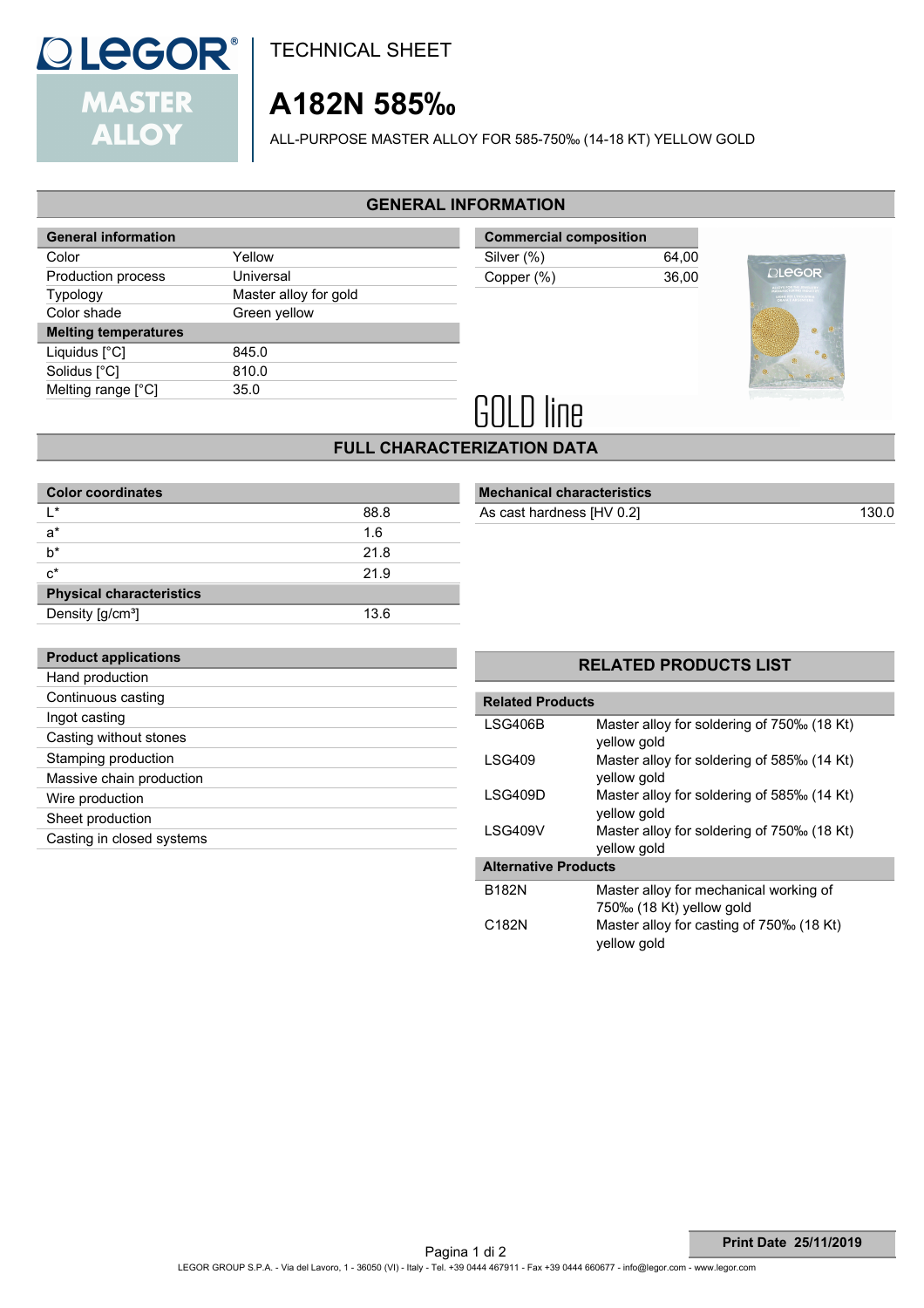# TECHNICAL SHEET

# A182N 585‰

ALL-PURPOSE MASTER ALLOY FOR 585-750‰ (14-18 KT) YELLOW GOLD

## GENERAL INFORMATION

| General information | |
|---|---|
| Color | Yellow |
| Production process | Universal |
| Typology | Master alloy for gold |
| Color shade | Green yellow |
| **Melting temperatures** | |
| Liquidus [°C] | 845.0 |
| Solidus [°C] | 810.0 |
| Melting range [°C] | 35.0 |

| Commercial composition | |
|---|---|
| Silver (%) | 64,00 |
| Copper (%) | 36,00 |

GOLD line

## FULL CHARACTERIZATION DATA

| Color coordinates | |
|---|---|
| L* | 88.8 |
| a* | 1.6 |
| b* | 21.8 |
| c* | 21.9 |
| **Physical characteristics** | |
| Density [g/cm³] | 13.6 |

| Mechanical characteristics | |
|---|---|
| As cast hardness [HV 0.2] | 130.0 |

| Product applications |
|---|
| Hand production |
| Continuous casting |
| Ingot casting |
| Casting without stones |
| Stamping production |
| Massive chain production |
| Wire production |
| Sheet production |
| Casting in closed systems |

## RELATED PRODUCTS LIST

| Related Products | |
|---|---|
| LSG406B | Master alloy for soldering of 750‰ (18 Kt) yellow gold |
| LSG409 | Master alloy for soldering of 585‰ (14 Kt) yellow gold |
| LSG409D | Master alloy for soldering of 585‰ (14 Kt) yellow gold |
| LSG409V | Master alloy for soldering of 750‰ (18 Kt) yellow gold |
| **Alternative Products** | |
| B182N | Master alloy for mechanical working of 750‰ (18 Kt) yellow gold |
| C182N | Master alloy for casting of 750‰ (18 Kt) yellow gold |

**Print Date 25/11/2019**

LEGOR GROUP S.P.A. - Via del Lavoro, 1 - 36050 (VI) - Italy - Tel. +39 0444 467911 - Fax +39 0444 660677 - info@legor.com - www.legor.com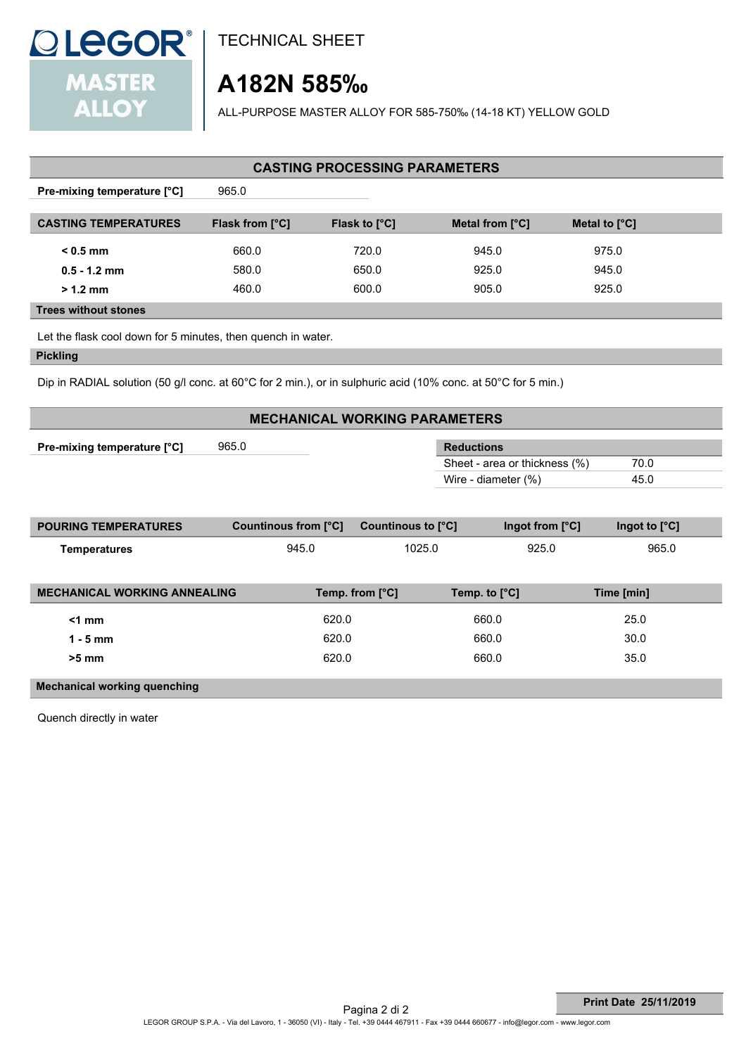LEGOR® MASTER ALLOY

TECHNICAL SHEET

# A182N 585‰

ALL-PURPOSE MASTER ALLOY FOR 585-750‰ (14-18 KT) YELLOW GOLD

## CASTING PROCESSING PARAMETERS

**Pre-mixing temperature [°C]** 965.0

| CASTING TEMPERATURES | Flask from [°C] | Flask to [°C] | Metal from [°C] | Metal to [°C] |
|---|---|---|---|---|
| **< 0.5 mm** | 660.0 | 720.0 | 945.0 | 975.0 |
| **0.5 - 1.2 mm** | 580.0 | 650.0 | 925.0 | 945.0 |
| **> 1.2 mm** | 460.0 | 600.0 | 905.0 | 925.0 |

**Trees without stones**

Let the flask cool down for 5 minutes, then quench in water.

**Pickling**

Dip in RADIAL solution (50 g/l conc. at 60°C for 2 min.), or in sulphuric acid (10% conc. at 50°C for 5 min.)

## MECHANICAL WORKING PARAMETERS

**Pre-mixing temperature [°C]** 965.0

| Reductions | |
|---|---|
| Sheet - area or thickness (%) | 70.0 |
| Wire - diameter (%) | 45.0 |

| POURING TEMPERATURES | Countinous from [°C] | Countinous to [°C] | Ingot from [°C] | Ingot to [°C] |
|---|---|---|---|---|
| **Temperatures** | 945.0 | 1025.0 | 925.0 | 965.0 |

| MECHANICAL WORKING ANNEALING | Temp. from [°C] | Temp. to [°C] | Time [min] |
|---|---|---|---|
| **<1 mm** | 620.0 | 660.0 | 25.0 |
| **1 - 5 mm** | 620.0 | 660.0 | 30.0 |
| **>5 mm** | 620.0 | 660.0 | 35.0 |

**Mechanical working quenching**

Quench directly in water

**Print Date 25/11/2019**

LEGOR GROUP S.P.A. - Via del Lavoro, 1 - 36050 (VI) - Italy - Tel. +39 0444 467911 - Fax +39 0444 660677 - info@legor.com - www.legor.com